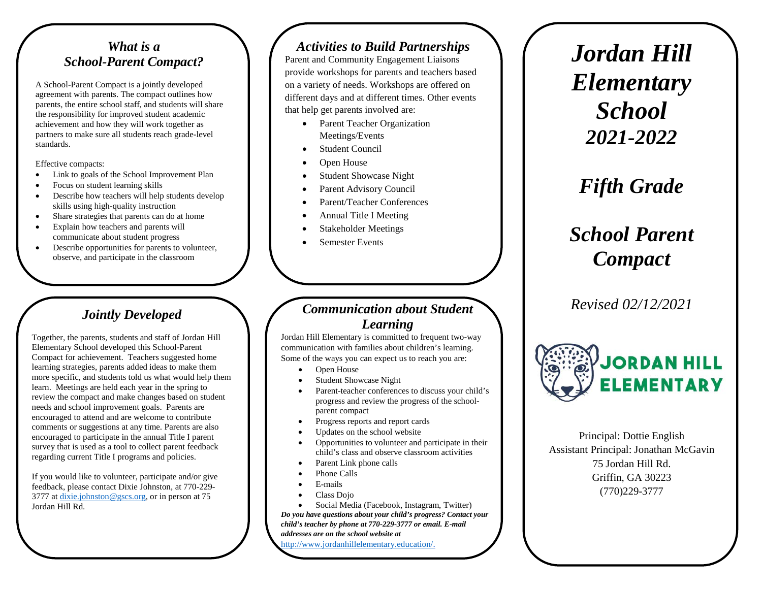## *What is a School-Parent Compact?*

A School-Parent Compact is a jointly developed agreement with parents. The compact outlines how parents, the entire school staff, and students will share the responsibility for improved student academic achievement and how they will work together as partners to make sure all students reach grade-level standards.

Effective compacts:

- Link to goals of the School Improvement Plan
- Focus on student learning skills
- Describe how teachers will help students develop skills using high-quality instruction
- Share strategies that parents can do at home
- Explain how teachers and parents will communicate about student progress
- Describe opportunities for parents to volunteer, observe, and participate in the classroom

## *Jointly Developed*

Together, the parents, students and staff of Jordan Hill Elementary School developed this School-Parent Compact for achievement. Teachers suggested home learning strategies, parents added ideas to make them more specific, and students told us what would help them learn. Meetings are held each year in the spring to review the compact and make changes based on student needs and school improvement goals. Parents are encouraged to attend and are welcome to contribute comments or suggestions at any time. Parents are also encouraged to participate in the annual Title I parent survey that is used as a tool to collect parent feedback regarding current Title I programs and policies.

If you would like to volunteer, participate and/or give feedback, please contact Dixie Johnston, at 770-229-3777 at dixie.johnston@gscs.org, or in person at 75 Jordan Hill Rd.

## *Activities to Build Partnerships*

Parent and Community Engagement Liaisons provide workshops for parents and teachers based on a variety of needs. Workshops are offered on different days and at different times. Other events that help get parents involved are:

- Parent Teacher Organization Meetings/Events
- Student Council
- Open House
- Student Showcase Night
- Parent Advisory Council
- Parent/Teacher Conferences
- Annual Title I Meeting
- Stakeholder Meetings
- Semester Events

## *Communication about Student Learning*

Jordan Hill Elementary is committed to frequent two-way communication with families about children's learning. Some of the ways you can expect us to reach you are:

- Open House
- Student Showcase Night
- Parent-teacher conferences to discuss your child's progress and review the progress of the school-parent compact
- Progress reports and report cards
- Updates on the school website
- Opportunities to volunteer and participate in their child's class and observe classroom activities
- Parent Link phone calls
- Phone Calls
- E-mails
- Class Dojo
- Social Media (Facebook, Instagram, Twitter)

***Do you have questions about your child's progress? Contact your child's teacher by phone at 770-229-3777 or email. E-mail addresses are on the school website at*** http://www.jordanhillelementary.education/.

# *Jordan Hill Elementary School 2021-2022*

# *Fifth Grade*

# *School Parent Compact*

*Revised 02/12/2021*

JORDAN HILL ELEMENTARY

Principal: Dottie English
Assistant Principal: Jonathan McGavin
75 Jordan Hill Rd.
Griffin, GA 30223
(770)229-3777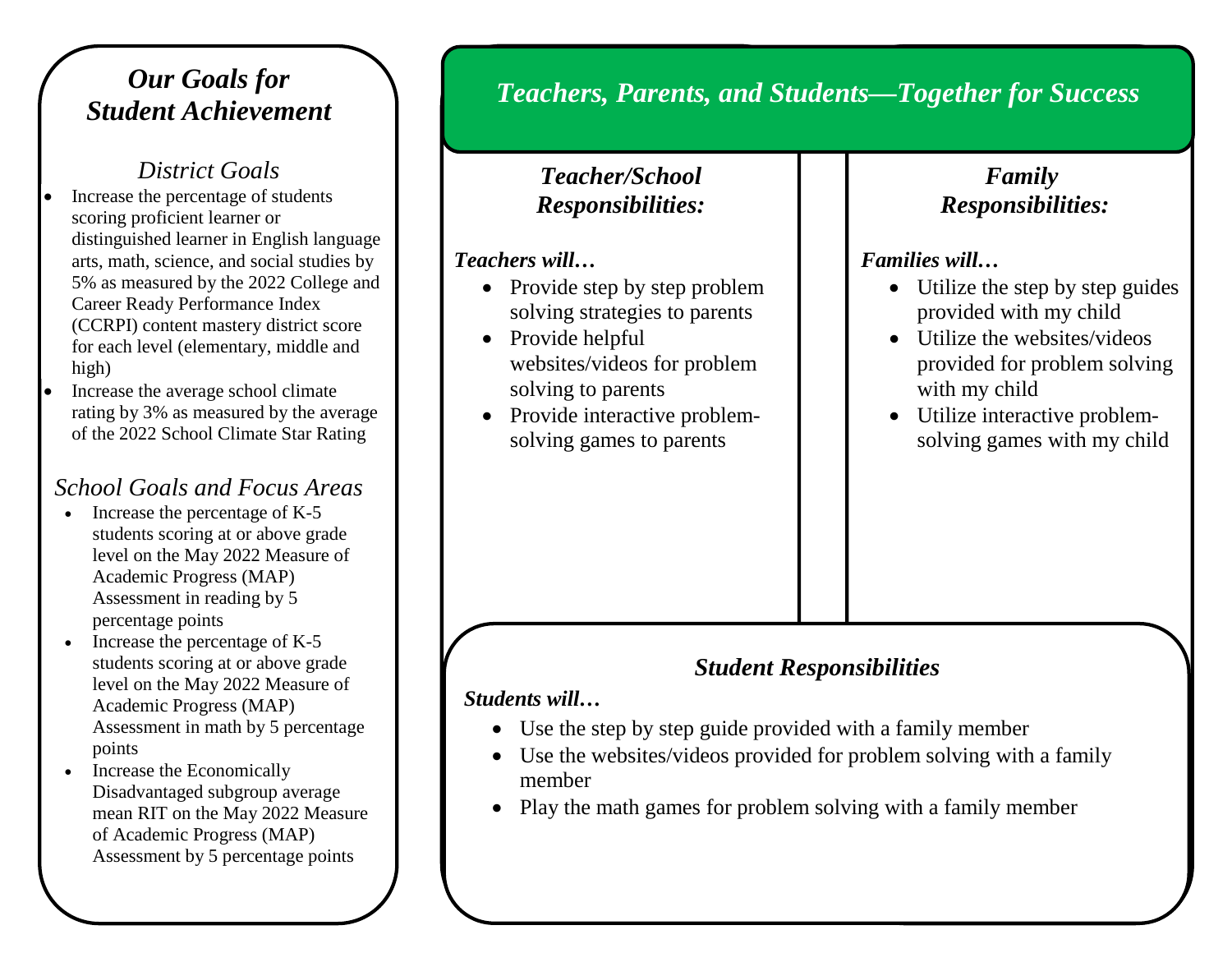## *Our Goals for Student Achievement*

### *District Goals*

- Increase the percentage of students scoring proficient learner or distinguished learner in English language arts, math, science, and social studies by 5% as measured by the 2022 College and Career Ready Performance Index (CCRPI) content mastery district score for each level (elementary, middle and high)
- Increase the average school climate rating by 3% as measured by the average of the 2022 School Climate Star Rating

### *School Goals and Focus Areas*

- Increase the percentage of K-5 students scoring at or above grade level on the May 2022 Measure of Academic Progress (MAP) Assessment in reading by 5 percentage points
- Increase the percentage of K-5 students scoring at or above grade level on the May 2022 Measure of Academic Progress (MAP) Assessment in math by 5 percentage points
- Increase the Economically Disadvantaged subgroup average mean RIT on the May 2022 Measure of Academic Progress (MAP) Assessment by 5 percentage points

## *Teachers, Parents, and Students—Together for Success*

### *Teacher/School Responsibilities:*

***Teachers will…***

- Provide step by step problem solving strategies to parents
- Provide helpful websites/videos for problem solving to parents
- Provide interactive problem-solving games to parents

### *Family Responsibilities:*

***Families will…***

- Utilize the step by step guides provided with my child
- Utilize the websites/videos provided for problem solving with my child
- Utilize interactive problem-solving games with my child

### *Student Responsibilities*

***Students will…***

- Use the step by step guide provided with a family member
- Use the websites/videos provided for problem solving with a family member
- Play the math games for problem solving with a family member